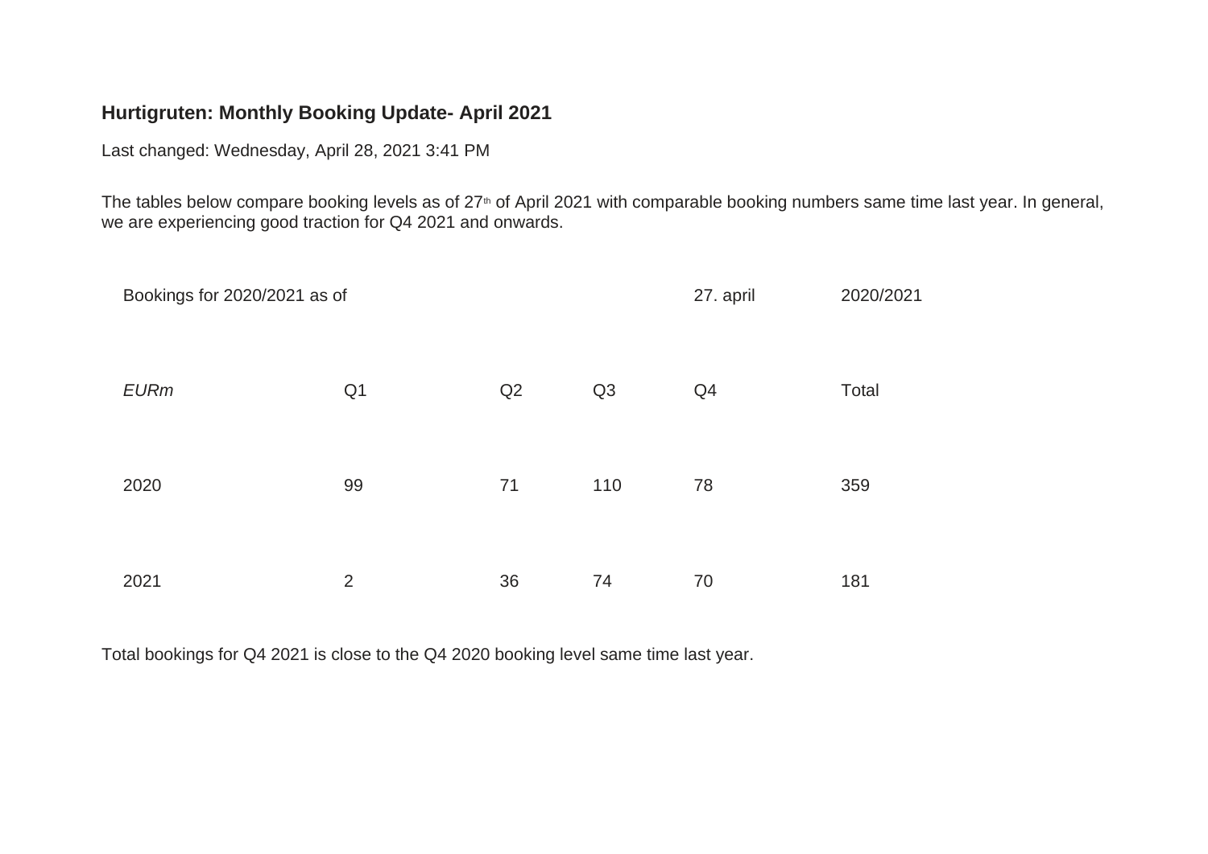## Hurtigruten: Monthly Booking Update- April 2021

Last changed: Wednesday, April 28, 2021 3:41 PM

The tables below compare booking levels as of 27th of April 2021 with comparable booking numbers same time last year. In general, we are experiencing good traction for Q4 2021 and onwards.

| Bookings for 2020/2021 as of | | | | 27. april | 2020/2021 |
|---|---|---|---|---|---|
| *EURm* | Q1 | Q2 | Q3 | Q4 | Total |
| 2020 | 99 | 71 | 110 | 78 | 359 |
| 2021 | 2 | 36 | 74 | 70 | 181 |

Total bookings for Q4 2021 is close to the Q4 2020 booking level same time last year.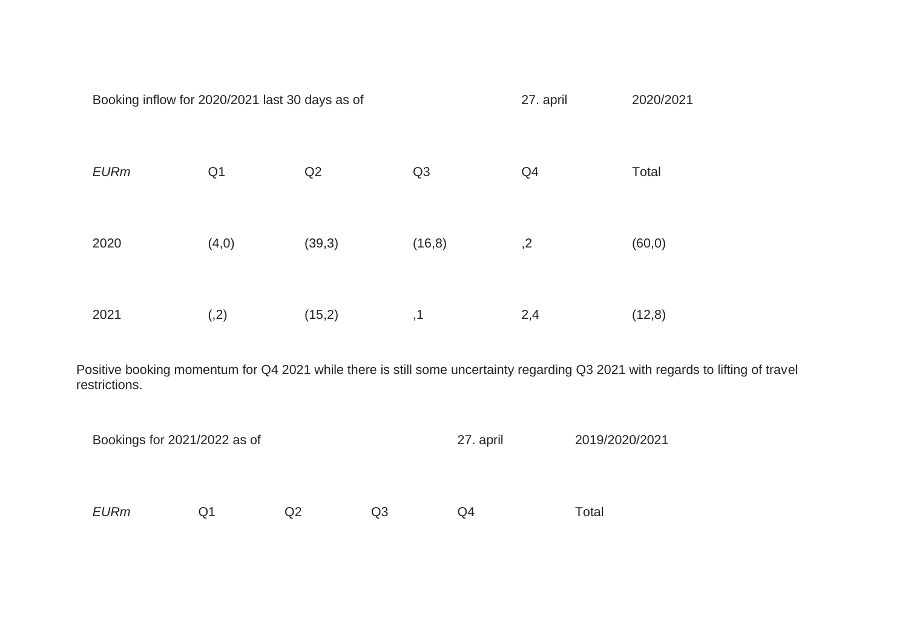| Booking inflow for 2020/2021 last 30 days as of | | | | 27. april | 2020/2021 |
|---|---|---|---|---|---|
| *EURm* | Q1 | Q2 | Q3 | Q4 | Total |
| 2020 | (4,0) | (39,3) | (16,8) | ,2 | (60,0) |
| 2021 | (,2) | (15,2) | ,1 | 2,4 | (12,8) |

Positive booking momentum for Q4 2021 while there is still some uncertainty regarding Q3 2021 with regards to lifting of travel restrictions.

| Bookings for 2021/2022 as of | | | | 27. april | 2019/2020/2021 |
|---|---|---|---|---|---|
| *EURm* | Q1 | Q2 | Q3 | Q4 | Total |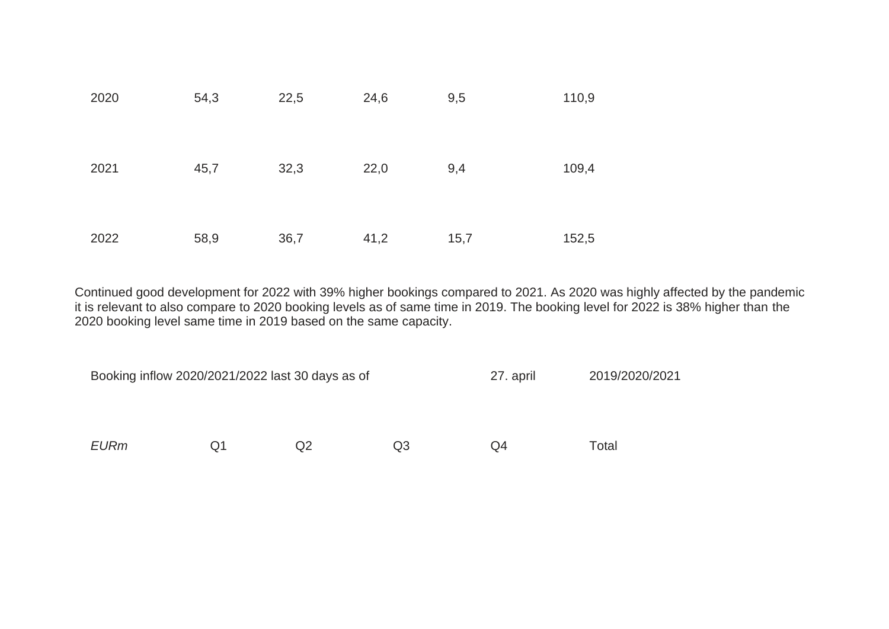| | | | | | |
|---|---|---|---|---|---|
| 2020 | 54,3 | 22,5 | 24,6 | 9,5 | 110,9 |
| 2021 | 45,7 | 32,3 | 22,0 | 9,4 | 109,4 |
| 2022 | 58,9 | 36,7 | 41,2 | 15,7 | 152,5 |

Continued good development for 2022 with 39% higher bookings compared to 2021. As 2020 was highly affected by the pandemic it is relevant to also compare to 2020 booking levels as of same time in 2019. The booking level for 2022 is 38% higher than the 2020 booking level same time in 2019 based on the same capacity.

| Booking inflow 2020/2021/2022 last 30 days as of | | | | 27. april | 2019/2020/2021 |
|---|---|---|---|---|---|
| *EURm* | Q1 | Q2 | Q3 | Q4 | Total |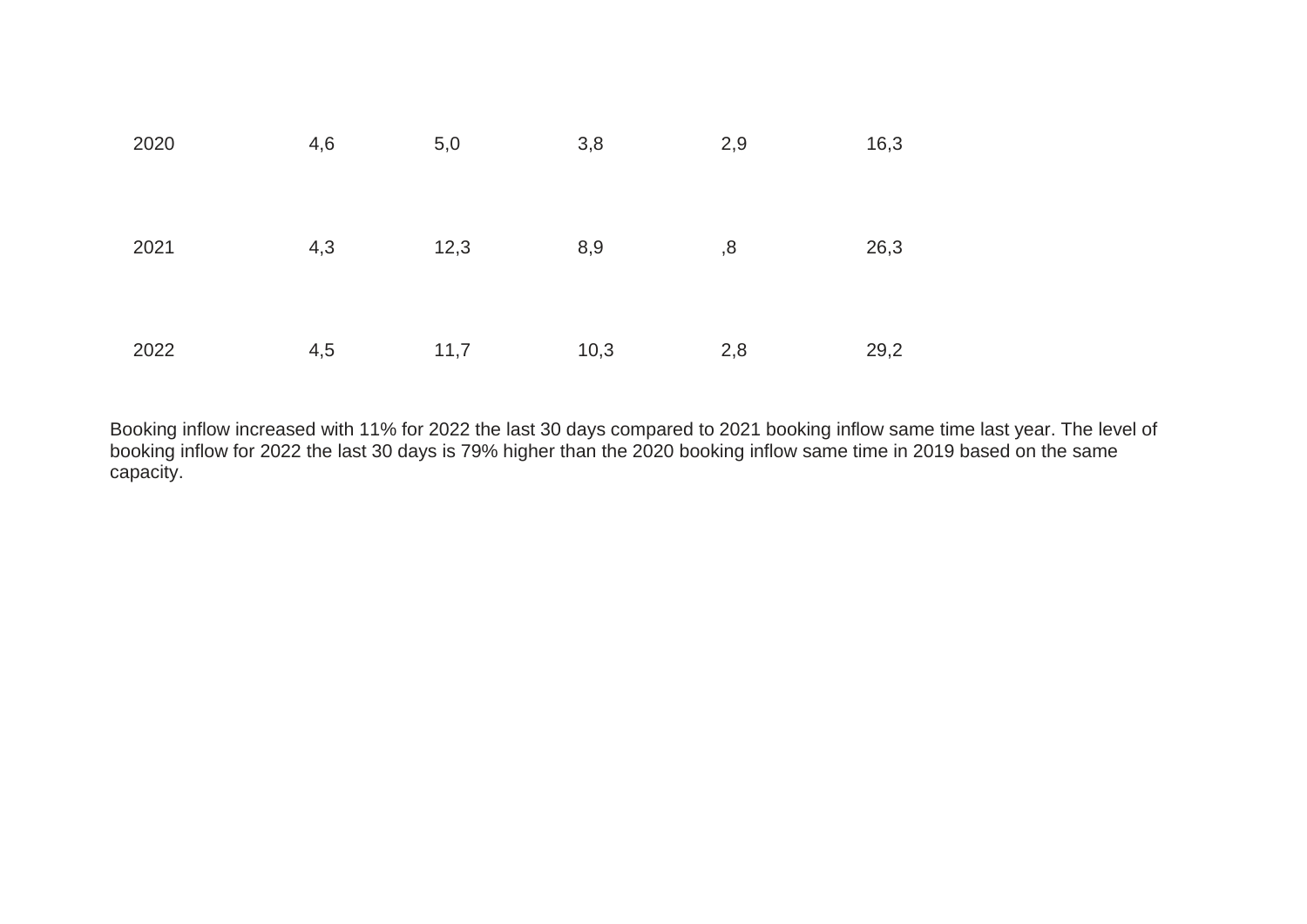| | | | | | |
|---|---|---|---|---|---|
| 2020 | 4,6 | 5,0 | 3,8 | 2,9 | 16,3 |
| 2021 | 4,3 | 12,3 | 8,9 | ,8 | 26,3 |
| 2022 | 4,5 | 11,7 | 10,3 | 2,8 | 29,2 |

Booking inflow increased with 11% for 2022 the last 30 days compared to 2021 booking inflow same time last year. The level of booking inflow for 2022 the last 30 days is 79% higher than the 2020 booking inflow same time in 2019 based on the same capacity.